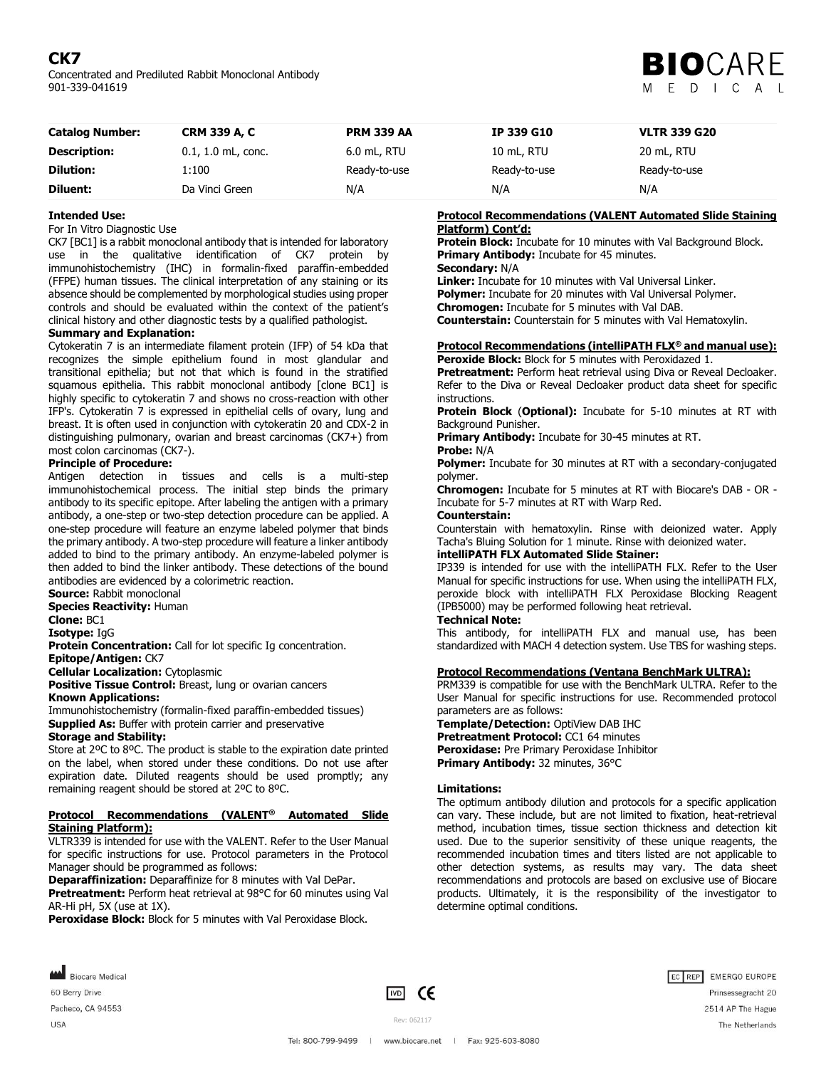# CK7

Concentrated and Prediluted Rabbit Monoclonal Antibody
901-339-041619

| Catalog Number: | CRM 339 A, C | PRM 339 AA | IP 339 G10 | VLTR 339 G20 |
|---|---|---|---|---|
| Description: | 0.1, 1.0 mL, conc. | 6.0 mL, RTU | 10 mL, RTU | 20 mL, RTU |
| Dilution: | 1:100 | Ready-to-use | Ready-to-use | Ready-to-use |
| Diluent: | Da Vinci Green | N/A | N/A | N/A |

**Intended Use:**
For In Vitro Diagnostic Use
CK7 [BC1] is a rabbit monoclonal antibody that is intended for laboratory use in the qualitative identification of CK7 protein by immunohistochemistry (IHC) in formalin-fixed paraffin-embedded (FFPE) human tissues. The clinical interpretation of any staining or its absence should be complemented by morphological studies using proper controls and should be evaluated within the context of the patient's clinical history and other diagnostic tests by a qualified pathologist.

**Summary and Explanation:**
Cytokeratin 7 is an intermediate filament protein (IFP) of 54 kDa that recognizes the simple epithelium found in most glandular and transitional epithelia; but not that which is found in the stratified squamous epithelia. This rabbit monoclonal antibody [clone BC1] is highly specific to cytokeratin 7 and shows no cross-reaction with other IFP's. Cytokeratin 7 is expressed in epithelial cells of ovary, lung and breast. It is often used in conjunction with cytokeratin 20 and CDX-2 in distinguishing pulmonary, ovarian and breast carcinomas (CK7+) from most colon carcinomas (CK7-).

**Principle of Procedure:**
Antigen detection in tissues and cells is a multi-step immunohistochemical process. The initial step binds the primary antibody to its specific epitope. After labeling the antigen with a primary antibody, a one-step or two-step detection procedure can be applied. A one-step procedure will feature an enzyme labeled polymer that binds the primary antibody. A two-step procedure will feature a linker antibody added to bind to the primary antibody. An enzyme-labeled polymer is then added to bind the linker antibody. These detections of the bound antibodies are evidenced by a colorimetric reaction.

**Source:** Rabbit monoclonal
**Species Reactivity:** Human
**Clone:** BC1
**Isotype:** IgG
**Protein Concentration:** Call for lot specific Ig concentration.
**Epitope/Antigen:** CK7
**Cellular Localization:** Cytoplasmic
**Positive Tissue Control:** Breast, lung or ovarian cancers
**Known Applications:**
Immunohistochemistry (formalin-fixed paraffin-embedded tissues)
**Supplied As:** Buffer with protein carrier and preservative
**Storage and Stability:**
Store at 2ºC to 8ºC. The product is stable to the expiration date printed on the label, when stored under these conditions. Do not use after expiration date. Diluted reagents should be used promptly; any remaining reagent should be stored at 2ºC to 8ºC.

**Protocol Recommendations (VALENT® Automated Slide Staining Platform):**
VLTR339 is intended for use with the VALENT. Refer to the User Manual for specific instructions for use. Protocol parameters in the Protocol Manager should be programmed as follows:
**Deparaffinization:** Deparaffinize for 8 minutes with Val DePar.
**Pretreatment:** Perform heat retrieval at 98°C for 60 minutes using Val AR-Hi pH, 5X (use at 1X).
**Peroxidase Block:** Block for 5 minutes with Val Peroxidase Block.

**Protocol Recommendations (VALENT Automated Slide Staining Platform) Cont'd:**
**Protein Block:** Incubate for 10 minutes with Val Background Block.
**Primary Antibody:** Incubate for 45 minutes.
**Secondary:** N/A
**Linker:** Incubate for 10 minutes with Val Universal Linker.
**Polymer:** Incubate for 20 minutes with Val Universal Polymer.
**Chromogen:** Incubate for 5 minutes with Val DAB.
**Counterstain:** Counterstain for 5 minutes with Val Hematoxylin.

**Protocol Recommendations (intelliPATH FLX® and manual use):**
**Peroxide Block:** Block for 5 minutes with Peroxidazed 1.
**Pretreatment:** Perform heat retrieval using Diva or Reveal Decloaker. Refer to the Diva or Reveal Decloaker product data sheet for specific instructions.
**Protein Block** (**Optional):** Incubate for 5-10 minutes at RT with Background Punisher.
**Primary Antibody:** Incubate for 30-45 minutes at RT.
**Probe:** N/A
**Polymer:** Incubate for 30 minutes at RT with a secondary-conjugated polymer.
**Chromogen:** Incubate for 5 minutes at RT with Biocare's DAB - OR - Incubate for 5-7 minutes at RT with Warp Red.
**Counterstain:**
Counterstain with hematoxylin. Rinse with deionized water. Apply Tacha's Bluing Solution for 1 minute. Rinse with deionized water.
**intelliPATH FLX Automated Slide Stainer:**
IP339 is intended for use with the intelliPATH FLX. Refer to the User Manual for specific instructions for use. When using the intelliPATH FLX, peroxide block with intelliPATH FLX Peroxidase Blocking Reagent (IPB5000) may be performed following heat retrieval.
**Technical Note:**
This antibody, for intelliPATH FLX and manual use, has been standardized with MACH 4 detection system. Use TBS for washing steps.

**Protocol Recommendations (Ventana BenchMark ULTRA):**
PRM339 is compatible for use with the BenchMark ULTRA. Refer to the User Manual for specific instructions for use. Recommended protocol parameters are as follows:
**Template/Detection:** OptiView DAB IHC
**Pretreatment Protocol:** CC1 64 minutes
**Peroxidase:** Pre Primary Peroxidase Inhibitor
**Primary Antibody:** 32 minutes, 36°C

**Limitations:**
The optimum antibody dilution and protocols for a specific application can vary. These include, but are not limited to fixation, heat-retrieval method, incubation times, tissue section thickness and detection kit used. Due to the superior sensitivity of these unique reagents, the recommended incubation times and titers listed are not applicable to other detection systems, as results may vary. The data sheet recommendations and protocols are based on exclusive use of Biocare products. Ultimately, it is the responsibility of the investigator to determine optimal conditions.

Biocare Medical
60 Berry Drive
Pacheco, CA 94553
USA

Rev: 062117

EC REP EMERGO EUROPE
Prinsessegracht 20
2514 AP The Hague
The Netherlands

Tel: 800-799-9499 | www.biocare.net | Fax: 925-603-8080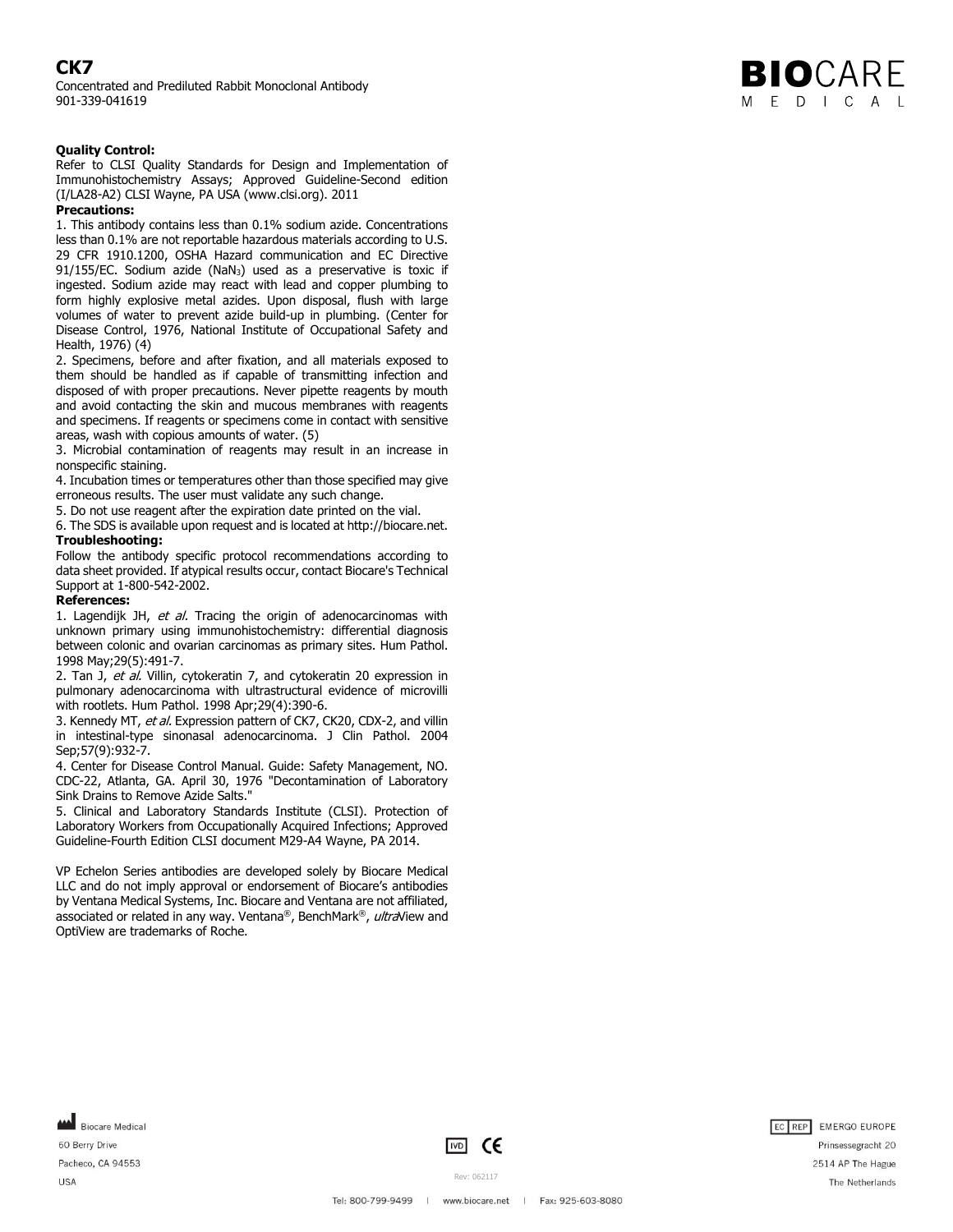**Quality Control:**

Refer to CLSI Quality Standards for Design and Implementation of Immunohistochemistry Assays; Approved Guideline-Second edition (I/LA28-A2) CLSI Wayne, PA USA (www.clsi.org). 2011

**Precautions:**

1. This antibody contains less than 0.1% sodium azide. Concentrations less than 0.1% are not reportable hazardous materials according to U.S. 29 CFR 1910.1200, OSHA Hazard communication and EC Directive 91/155/EC. Sodium azide ($NaN_3$) used as a preservative is toxic if ingested. Sodium azide may react with lead and copper plumbing to form highly explosive metal azides. Upon disposal, flush with large volumes of water to prevent azide build-up in plumbing. (Center for Disease Control, 1976, National Institute of Occupational Safety and Health, 1976) (4)
2. Specimens, before and after fixation, and all materials exposed to them should be handled as if capable of transmitting infection and disposed of with proper precautions. Never pipette reagents by mouth and avoid contacting the skin and mucous membranes with reagents and specimens. If reagents or specimens come in contact with sensitive areas, wash with copious amounts of water. (5)
3. Microbial contamination of reagents may result in an increase in nonspecific staining.
4. Incubation times or temperatures other than those specified may give erroneous results. The user must validate any such change.
5. Do not use reagent after the expiration date printed on the vial.
6. The SDS is available upon request and is located at http://biocare.net.

**Troubleshooting:**

Follow the antibody specific protocol recommendations according to data sheet provided. If atypical results occur, contact Biocare's Technical Support at 1-800-542-2002.

**References:**

1. Lagendijk JH, *et al.* Tracing the origin of adenocarcinomas with unknown primary using immunohistochemistry: differential diagnosis between colonic and ovarian carcinomas as primary sites. Hum Pathol. 1998 May;29(5):491-7.
2. Tan J, *et al.* Villin, cytokeratin 7, and cytokeratin 20 expression in pulmonary adenocarcinoma with ultrastructural evidence of microvilli with rootlets. Hum Pathol. 1998 Apr;29(4):390-6.
3. Kennedy MT, *et al.* Expression pattern of CK7, CK20, CDX-2, and villin in intestinal-type sinonasal adenocarcinoma. J Clin Pathol. 2004 Sep;57(9):932-7.
4. Center for Disease Control Manual. Guide: Safety Management, NO. CDC-22, Atlanta, GA. April 30, 1976 "Decontamination of Laboratory Sink Drains to Remove Azide Salts."
5. Clinical and Laboratory Standards Institute (CLSI). Protection of Laboratory Workers from Occupationally Acquired Infections; Approved Guideline-Fourth Edition CLSI document M29-A4 Wayne, PA 2014.

VP Echelon Series antibodies are developed solely by Biocare Medical LLC and do not imply approval or endorsement of Biocare's antibodies by Ventana Medical Systems, Inc. Biocare and Ventana are not affiliated, associated or related in any way. Ventana®, BenchMark®, *ultra*View and OptiView are trademarks of Roche.

Biocare Medical
60 Berry Drive
Pacheco, CA 94553
USA

IVD CE

Rev: 062117

EC REP EMERGO EUROPE
Prinsessegracht 20
2514 AP The Hague
The Netherlands

Tel: 800-799-9499 | www.biocare.net | Fax: 925-603-8080